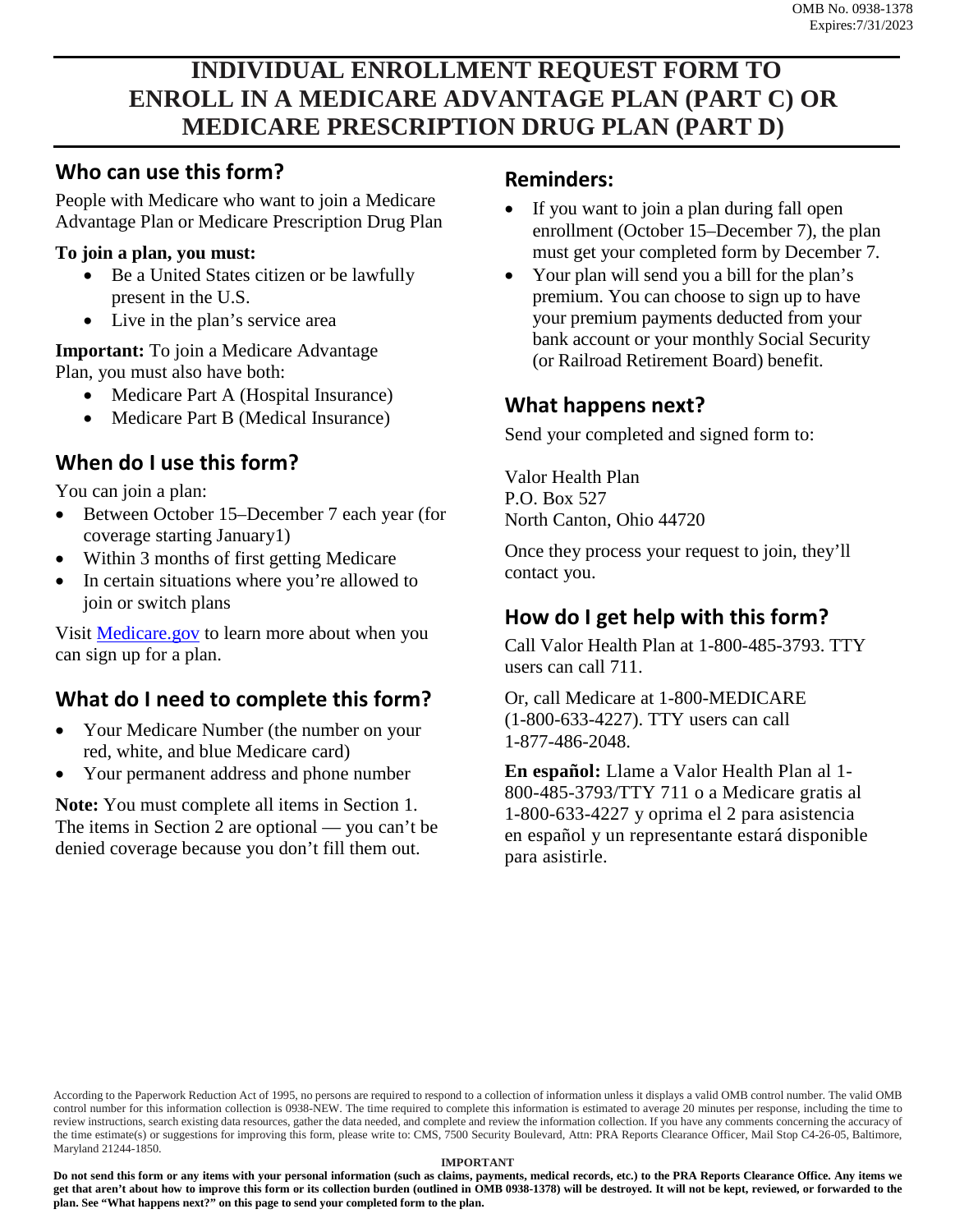OMB No. 0938-1378
Expires:7/31/2023

# INDIVIDUAL ENROLLMENT REQUEST FORM TO ENROLL IN A MEDICARE ADVANTAGE PLAN (PART C) OR MEDICARE PRESCRIPTION DRUG PLAN (PART D)

## Who can use this form?

People with Medicare who want to join a Medicare Advantage Plan or Medicare Prescription Drug Plan

**To join a plan, you must:**

- Be a United States citizen or be lawfully present in the U.S.
- Live in the plan's service area

**Important:** To join a Medicare Advantage Plan, you must also have both:

- Medicare Part A (Hospital Insurance)
- Medicare Part B (Medical Insurance)

## When do I use this form?

You can join a plan:

- Between October 15–December 7 each year (for coverage starting January1)
- Within 3 months of first getting Medicare
- In certain situations where you're allowed to join or switch plans

Visit Medicare.gov to learn more about when you can sign up for a plan.

## What do I need to complete this form?

- Your Medicare Number (the number on your red, white, and blue Medicare card)
- Your permanent address and phone number

**Note:** You must complete all items in Section 1. The items in Section 2 are optional — you can't be denied coverage because you don't fill them out.

## Reminders:

- If you want to join a plan during fall open enrollment (October 15–December 7), the plan must get your completed form by December 7.
- Your plan will send you a bill for the plan's premium. You can choose to sign up to have your premium payments deducted from your bank account or your monthly Social Security (or Railroad Retirement Board) benefit.

## What happens next?

Send your completed and signed form to:

Valor Health Plan
P.O. Box 527
North Canton, Ohio 44720

Once they process your request to join, they'll contact you.

## How do I get help with this form?

Call Valor Health Plan at 1-800-485-3793. TTY users can call 711.

Or, call Medicare at 1-800-MEDICARE (1-800-633-4227). TTY users can call 1-877-486-2048.

**En español:** Llame a Valor Health Plan al 1-800-485-3793/TTY 711 o a Medicare gratis al 1-800-633-4227 y oprima el 2 para asistencia en español y un representante estará disponible para asistirle.

According to the Paperwork Reduction Act of 1995, no persons are required to respond to a collection of information unless it displays a valid OMB control number. The valid OMB control number for this information collection is 0938-NEW. The time required to complete this information is estimated to average 20 minutes per response, including the time to review instructions, search existing data resources, gather the data needed, and complete and review the information collection. If you have any comments concerning the accuracy of the time estimate(s) or suggestions for improving this form, please write to: CMS, 7500 Security Boulevard, Attn: PRA Reports Clearance Officer, Mail Stop C4-26-05, Baltimore, Maryland 21244-1850.

**IMPORTANT**

**Do not send this form or any items with your personal information (such as claims, payments, medical records, etc.) to the PRA Reports Clearance Office. Any items we get that aren't about how to improve this form or its collection burden (outlined in OMB 0938-1378) will be destroyed. It will not be kept, reviewed, or forwarded to the plan. See "What happens next?" on this page to send your completed form to the plan.**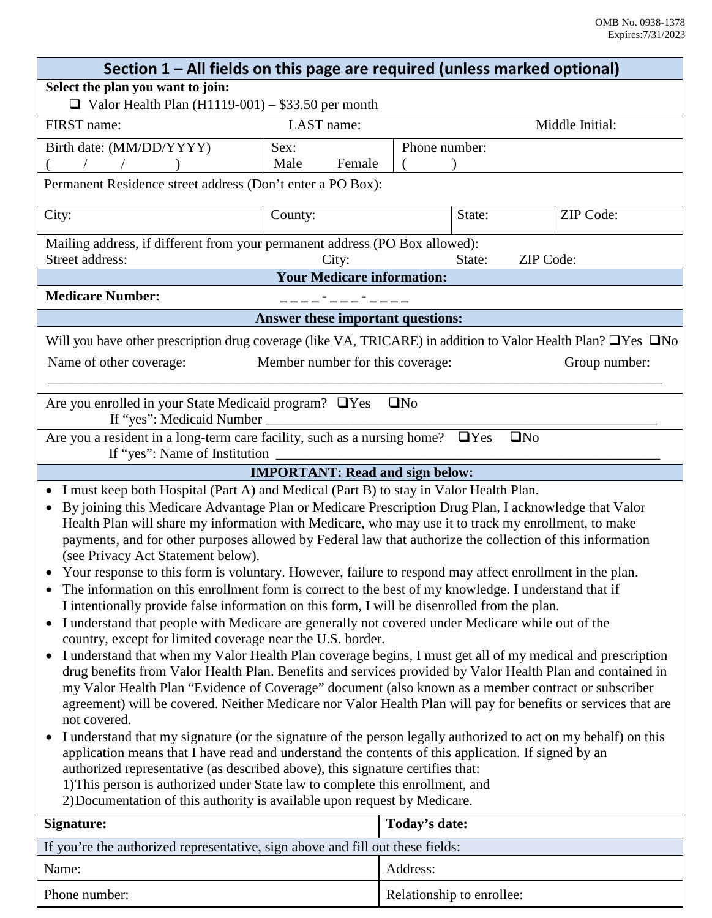OMB No. 0938-1378
Expires:7/31/2023

## Section 1 – All fields on this page are required (unless marked optional)

**Select the plan you want to join:**

❑ Valor Health Plan (H1119-001) – $33.50 per month

| FIRST name: | LAST name: | Middle Initial: |
|---|---|---|

| Birth date: (MM/DD/YYYY) ( / / ) | Sex: Male Female | Phone number: ( ) |
|---|---|---|

Permanent Residence street address (Don't enter a PO Box):

| City: | County: | State: | ZIP Code: |
|---|---|---|---|

Mailing address, if different from your permanent address (PO Box allowed):
Street address: City: State: ZIP Code:

### Your Medicare information:

**Medicare Number:** _ _ _ _ - _ _ _ - _ _ _ _

### Answer these important questions:

Will you have other prescription drug coverage (like VA, TRICARE) in addition to Valor Health Plan? ❑Yes ❑No

Name of other coverage: Member number for this coverage: Group number:

______________________________________________________________________________

Are you enrolled in your State Medicaid program? ❑Yes ❑No
If "yes": Medicaid Number ______________________________________________

Are you a resident in a long-term care facility, such as a nursing home? ❑Yes ❑No
If "yes": Name of Institution ______________________________________________

### IMPORTANT: Read and sign below:

- I must keep both Hospital (Part A) and Medical (Part B) to stay in Valor Health Plan.
- By joining this Medicare Advantage Plan or Medicare Prescription Drug Plan, I acknowledge that Valor Health Plan will share my information with Medicare, who may use it to track my enrollment, to make payments, and for other purposes allowed by Federal law that authorize the collection of this information (see Privacy Act Statement below).
- Your response to this form is voluntary. However, failure to respond may affect enrollment in the plan.
- The information on this enrollment form is correct to the best of my knowledge. I understand that if I intentionally provide false information on this form, I will be disenrolled from the plan.
- I understand that people with Medicare are generally not covered under Medicare while out of the country, except for limited coverage near the U.S. border.
- I understand that when my Valor Health Plan coverage begins, I must get all of my medical and prescription drug benefits from Valor Health Plan. Benefits and services provided by Valor Health Plan and contained in my Valor Health Plan "Evidence of Coverage" document (also known as a member contract or subscriber agreement) will be covered. Neither Medicare nor Valor Health Plan will pay for benefits or services that are not covered.
- I understand that my signature (or the signature of the person legally authorized to act on my behalf) on this application means that I have read and understand the contents of this application. If signed by an authorized representative (as described above), this signature certifies that:
  1) This person is authorized under State law to complete this enrollment, and
  2) Documentation of this authority is available upon request by Medicare.

| **Signature:** | **Today's date:** |
|---|---|

If you're the authorized representative, sign above and fill out these fields:

| Name: | Address: |
|---|---|
| Phone number: | Relationship to enrollee: |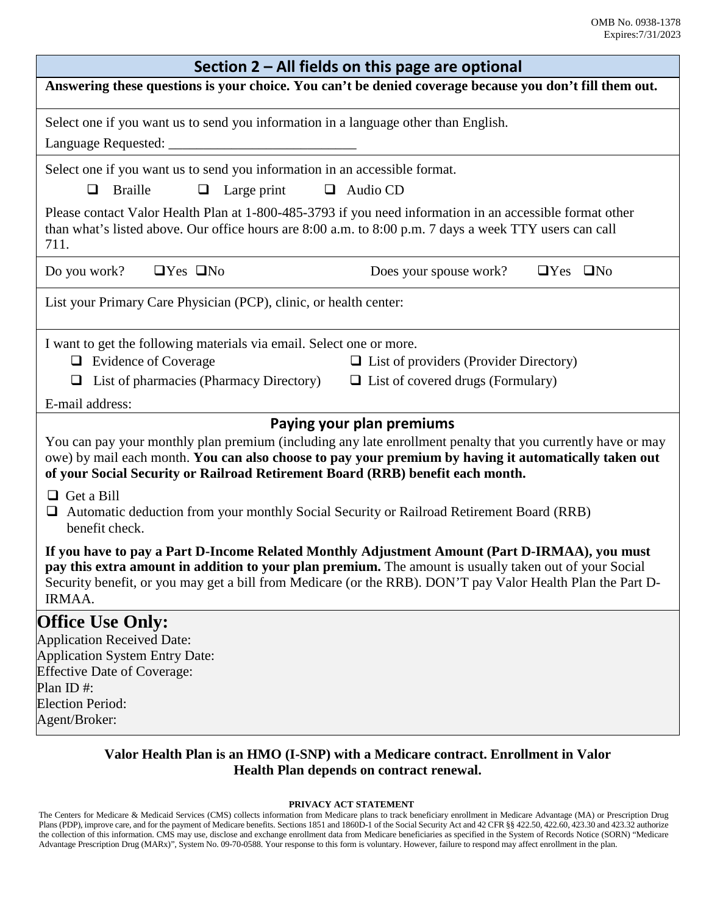OMB No. 0938-1378
Expires:7/31/2023

## Section 2 – All fields on this page are optional

**Answering these questions is your choice. You can't be denied coverage because you don't fill them out.**

Select one if you want us to send you information in a language other than English.

Language Requested: ___________________________

Select one if you want us to send you information in an accessible format.

❑ Braille ❑ Large print ❑ Audio CD

Please contact Valor Health Plan at 1-800-485-3793 if you need information in an accessible format other than what's listed above. Our office hours are 8:00 a.m. to 8:00 p.m. 7 days a week TTY users can call 711.

Do you work? ❑Yes ❑No Does your spouse work? ❑Yes ❑No

List your Primary Care Physician (PCP), clinic, or health center:

I want to get the following materials via email. Select one or more.

❑ Evidence of Coverage ❑ List of providers (Provider Directory)

❑ List of pharmacies (Pharmacy Directory) ❑ List of covered drugs (Formulary)

E-mail address:

### Paying your plan premiums

You can pay your monthly plan premium (including any late enrollment penalty that you currently have or may owe) by mail each month. **You can also choose to pay your premium by having it automatically taken out of your Social Security or Railroad Retirement Board (RRB) benefit each month.**

❑ Get a Bill
❑ Automatic deduction from your monthly Social Security or Railroad Retirement Board (RRB) benefit check.

**If you have to pay a Part D-Income Related Monthly Adjustment Amount (Part D-IRMAA), you must pay this extra amount in addition to your plan premium.** The amount is usually taken out of your Social Security benefit, or you may get a bill from Medicare (or the RRB). DON'T pay Valor Health Plan the Part D-IRMAA.

## Office Use Only:

Application Received Date:
Application System Entry Date:
Effective Date of Coverage:
Plan ID #:
Election Period:
Agent/Broker:

**Valor Health Plan is an HMO (I-SNP) with a Medicare contract. Enrollment in Valor Health Plan depends on contract renewal.**

**PRIVACY ACT STATEMENT**

The Centers for Medicare & Medicaid Services (CMS) collects information from Medicare plans to track beneficiary enrollment in Medicare Advantage (MA) or Prescription Drug Plans (PDP), improve care, and for the payment of Medicare benefits. Sections 1851 and 1860D-1 of the Social Security Act and 42 CFR §§ 422.50, 422.60, 423.30 and 423.32 authorize the collection of this information. CMS may use, disclose and exchange enrollment data from Medicare beneficiaries as specified in the System of Records Notice (SORN) "Medicare Advantage Prescription Drug (MARx)", System No. 09-70-0588. Your response to this form is voluntary. However, failure to respond may affect enrollment in the plan.